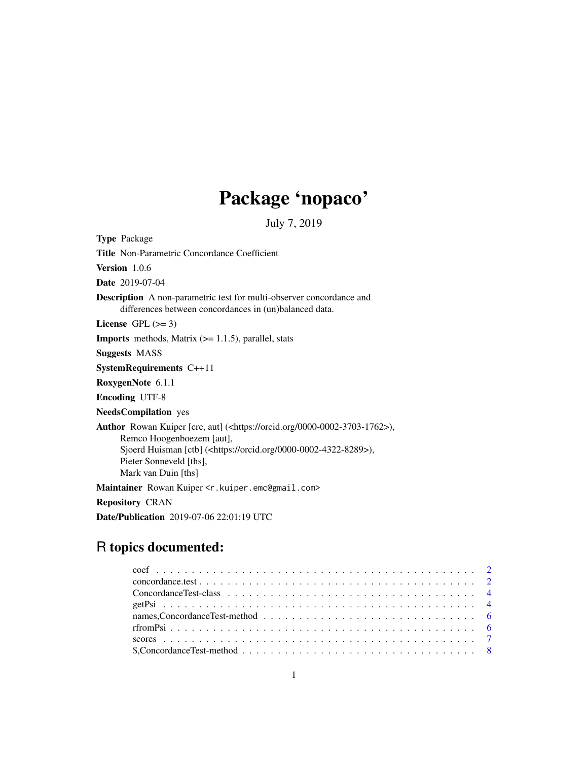# Package 'nopaco'

July 7, 2019

**Type** Package

**Title** Non-Parametric Concordance Coefficient

**Version** 1.0.6

**Date** 2019-07-04

**Description** A non-parametric test for multi-observer concordance and differences between concordances in (un)balanced data.

**License** GPL (>= 3)

**Imports** methods, Matrix (>= 1.1.5), parallel, stats

**Suggests** MASS

**SystemRequirements** C++11

**RoxygenNote** 6.1.1

**Encoding** UTF-8

**NeedsCompilation** yes

**Author** Rowan Kuiper [cre, aut] (<https://orcid.org/0000-0002-3703-1762>),
Remco Hoogenboezem [aut],
Sjoerd Huisman [ctb] (<https://orcid.org/0000-0002-4322-8289>),
Pieter Sonneveld [ths],
Mark van Duin [ths]

**Maintainer** Rowan Kuiper <r.kuiper.emc@gmail.com>

**Repository** CRAN

**Date/Publication** 2019-07-06 22:01:19 UTC

## R topics documented:

- coef . . . . . . . . . . . . . . . . . . . . . . . . . . . . . . . . . . . . . . . . . . . . 2
- concordance.test . . . . . . . . . . . . . . . . . . . . . . . . . . . . . . . . . . . . . . 2
- ConcordanceTest-class . . . . . . . . . . . . . . . . . . . . . . . . . . . . . . . . . . 4
- getPsi . . . . . . . . . . . . . . . . . . . . . . . . . . . . . . . . . . . . . . . . . . . . 4
- names,ConcordanceTest-method . . . . . . . . . . . . . . . . . . . . . . . . . . . . . 6
- rfromPsi . . . . . . . . . . . . . . . . . . . . . . . . . . . . . . . . . . . . . . . . . . 6
- scores . . . . . . . . . . . . . . . . . . . . . . . . . . . . . . . . . . . . . . . . . . . . 7
- $,ConcordanceTest-method . . . . . . . . . . . . . . . . . . . . . . . . . . . . . . . . 8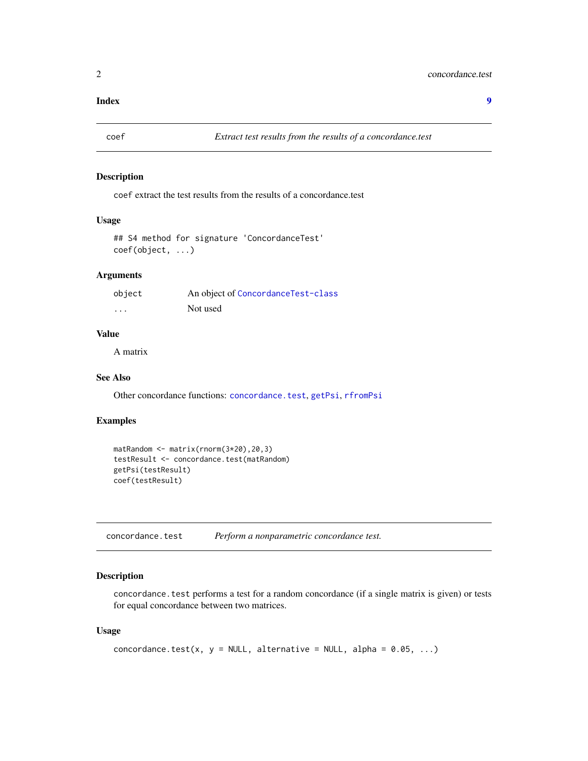**Index** **9**

---

## coef — *Extract test results from the results of a concordance.test*

### Description

`coef` extract the test results from the results of a concordance.test

### Usage

```
## S4 method for signature 'ConcordanceTest'
coef(object, ...)
```

### Arguments

| | |
|---|---|
| `object` | An object of `ConcordanceTest-class` |
| `...` | Not used |

### Value

A matrix

### See Also

Other concordance functions: `concordance.test`, `getPsi`, `rfromPsi`

### Examples

```
matRandom <- matrix(rnorm(3*20),20,3)
testResult <- concordance.test(matRandom)
getPsi(testResult)
coef(testResult)
```

---

## concordance.test — *Perform a nonparametric concordance test.*

### Description

`concordance.test` performs a test for a random concordance (if a single matrix is given) or tests for equal concordance between two matrices.

### Usage

```
concordance.test(x, y = NULL, alternative = NULL, alpha = 0.05, ...)
```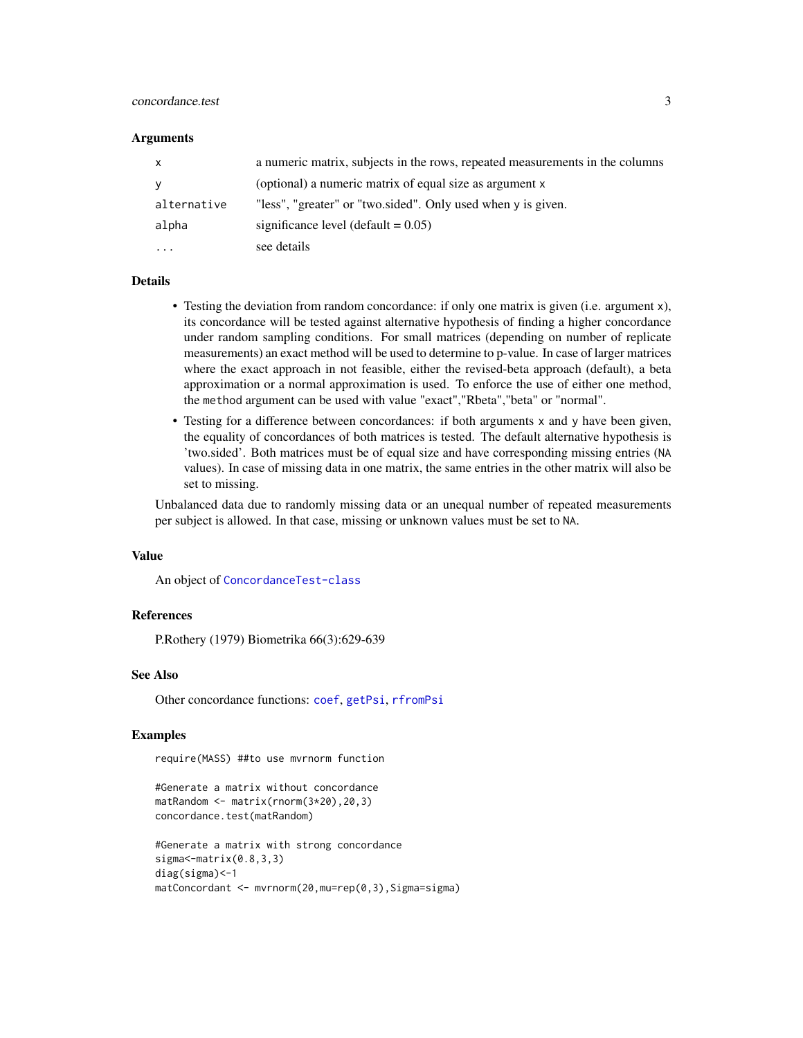### Arguments

| | |
|---|---|
| `x` | a numeric matrix, subjects in the rows, repeated measurements in the columns |
| `y` | (optional) a numeric matrix of equal size as argument `x` |
| `alternative` | "less", "greater" or "two.sided". Only used when `y` is given. |
| `alpha` | significance level (default = 0.05) |
| `...` | see details |

### Details

- Testing the deviation from random concordance: if only one matrix is given (i.e. argument `x`), its concordance will be tested against alternative hypothesis of finding a higher concordance under random sampling conditions. For small matrices (depending on number of replicate measurements) an exact method will be used to determine to p-value. In case of larger matrices where the exact approach in not feasible, either the revised-beta approach (default), a beta approximation or a normal approximation is used. To enforce the use of either one method, the `method` argument can be used with value "exact","Rbeta","beta" or "normal".
- Testing for a difference between concordances: if both arguments `x` and `y` have been given, the equality of concordances of both matrices is tested. The default alternative hypothesis is 'two.sided'. Both matrices must be of equal size and have corresponding missing entries (`NA` values). In case of missing data in one matrix, the same entries in the other matrix will also be set to missing.

Unbalanced data due to randomly missing data or an unequal number of repeated measurements per subject is allowed. In that case, missing or unknown values must be set to `NA`.

### Value

An object of `ConcordanceTest-class`

### References

P.Rothery (1979) Biometrika 66(3):629-639

### See Also

Other concordance functions: `coef`, `getPsi`, `rfromPsi`

### Examples

```
require(MASS) ##to use mvrnorm function

#Generate a matrix without concordance
matRandom <- matrix(rnorm(3*20),20,3)
concordance.test(matRandom)

#Generate a matrix with strong concordance
sigma<-matrix(0.8,3,3)
diag(sigma)<-1
matConcordant <- mvrnorm(20,mu=rep(0,3),Sigma=sigma)
```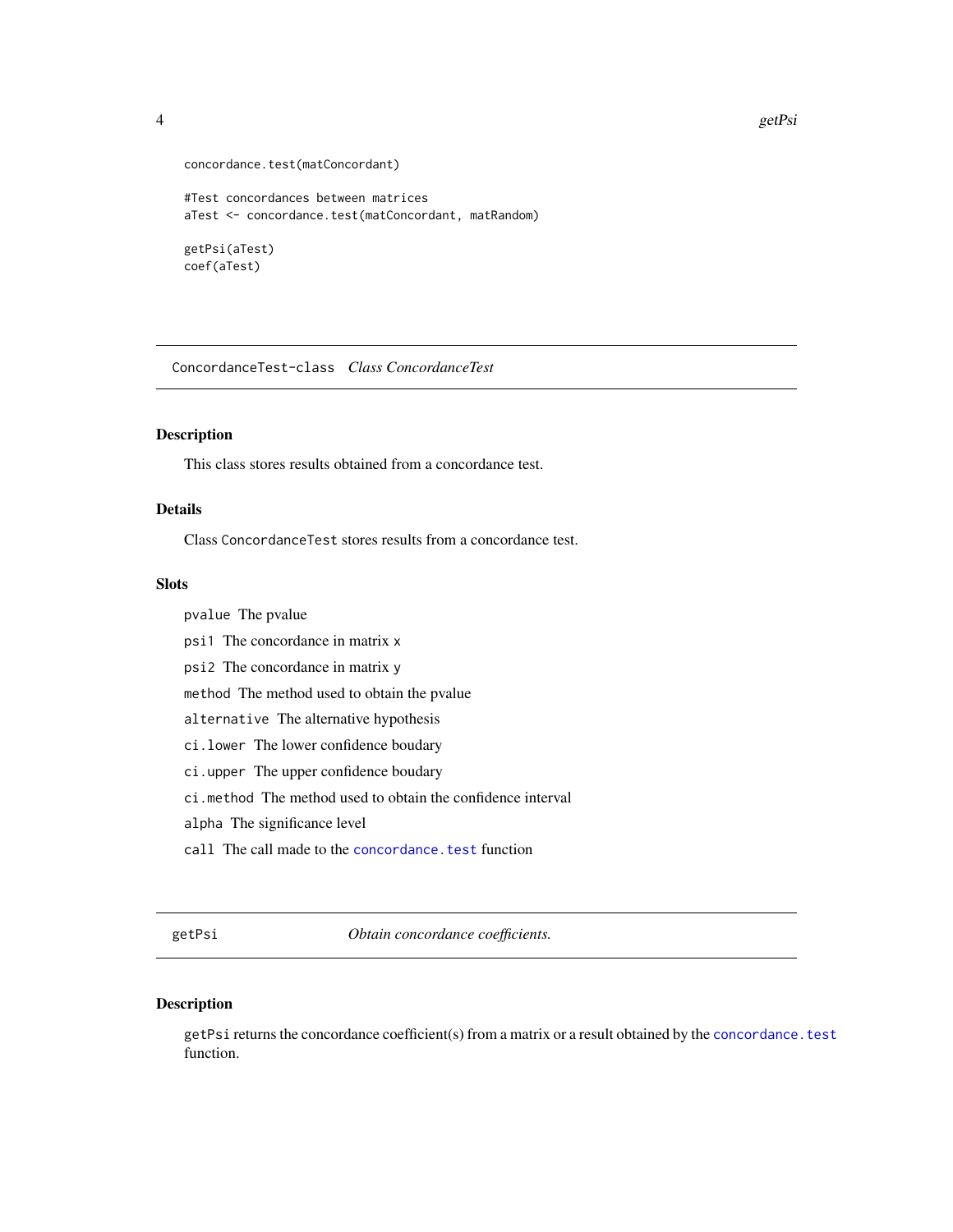```
concordance.test(matConcordant)

#Test concordances between matrices
aTest <- concordance.test(matConcordant, matRandom)

getPsi(aTest)
coef(aTest)
```

## ConcordanceTest-class *Class ConcordanceTest*

### Description

This class stores results obtained from a concordance test.

### Details

Class `ConcordanceTest` stores results from a concordance test.

### Slots

- `pvalue` The pvalue
- `psi1` The concordance in matrix `x`
- `psi2` The concordance in matrix `y`
- `method` The method used to obtain the pvalue
- `alternative` The alternative hypothesis
- `ci.lower` The lower confidence boudary
- `ci.upper` The upper confidence boudary
- `ci.method` The method used to obtain the confidence interval
- `alpha` The significance level
- `call` The call made to the `concordance.test` function

## getPsi *Obtain concordance coefficients.*

### Description

`getPsi` returns the concordance coefficient(s) from a matrix or a result obtained by the `concordance.test` function.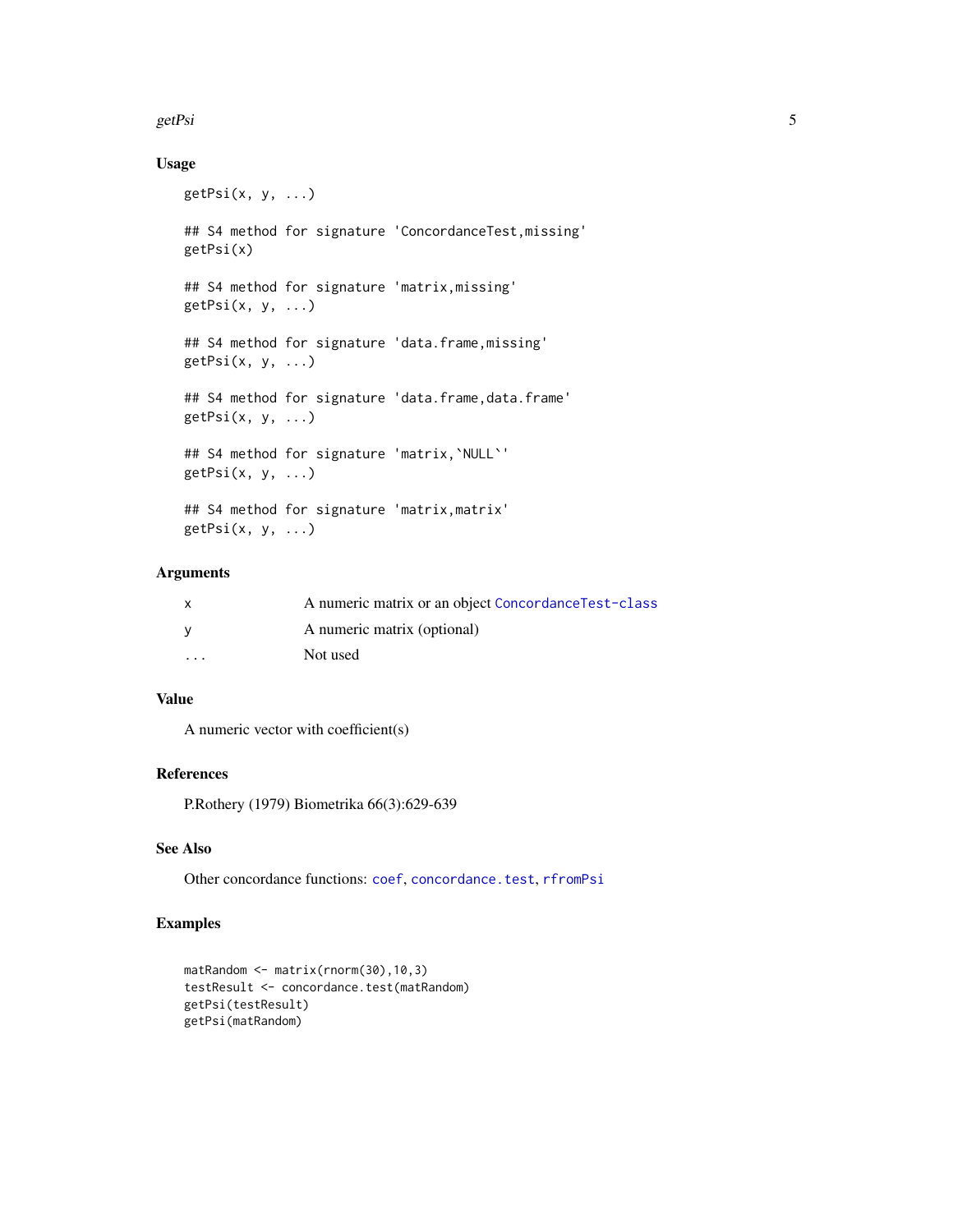### Usage

```
getPsi(x, y, ...)

## S4 method for signature 'ConcordanceTest,missing'
getPsi(x)

## S4 method for signature 'matrix,missing'
getPsi(x, y, ...)

## S4 method for signature 'data.frame,missing'
getPsi(x, y, ...)

## S4 method for signature 'data.frame,data.frame'
getPsi(x, y, ...)

## S4 method for signature 'matrix,`NULL`'
getPsi(x, y, ...)

## S4 method for signature 'matrix,matrix'
getPsi(x, y, ...)
```

### Arguments

| | |
|---|---|
| x | A numeric matrix or an object ConcordanceTest-class |
| y | A numeric matrix (optional) |
| ... | Not used |

### Value

A numeric vector with coefficient(s)

### References

P.Rothery (1979) Biometrika 66(3):629-639

### See Also

Other concordance functions: coef, concordance.test, rfromPsi

### Examples

```
matRandom <- matrix(rnorm(30),10,3)
testResult <- concordance.test(matRandom)
getPsi(testResult)
getPsi(matRandom)
```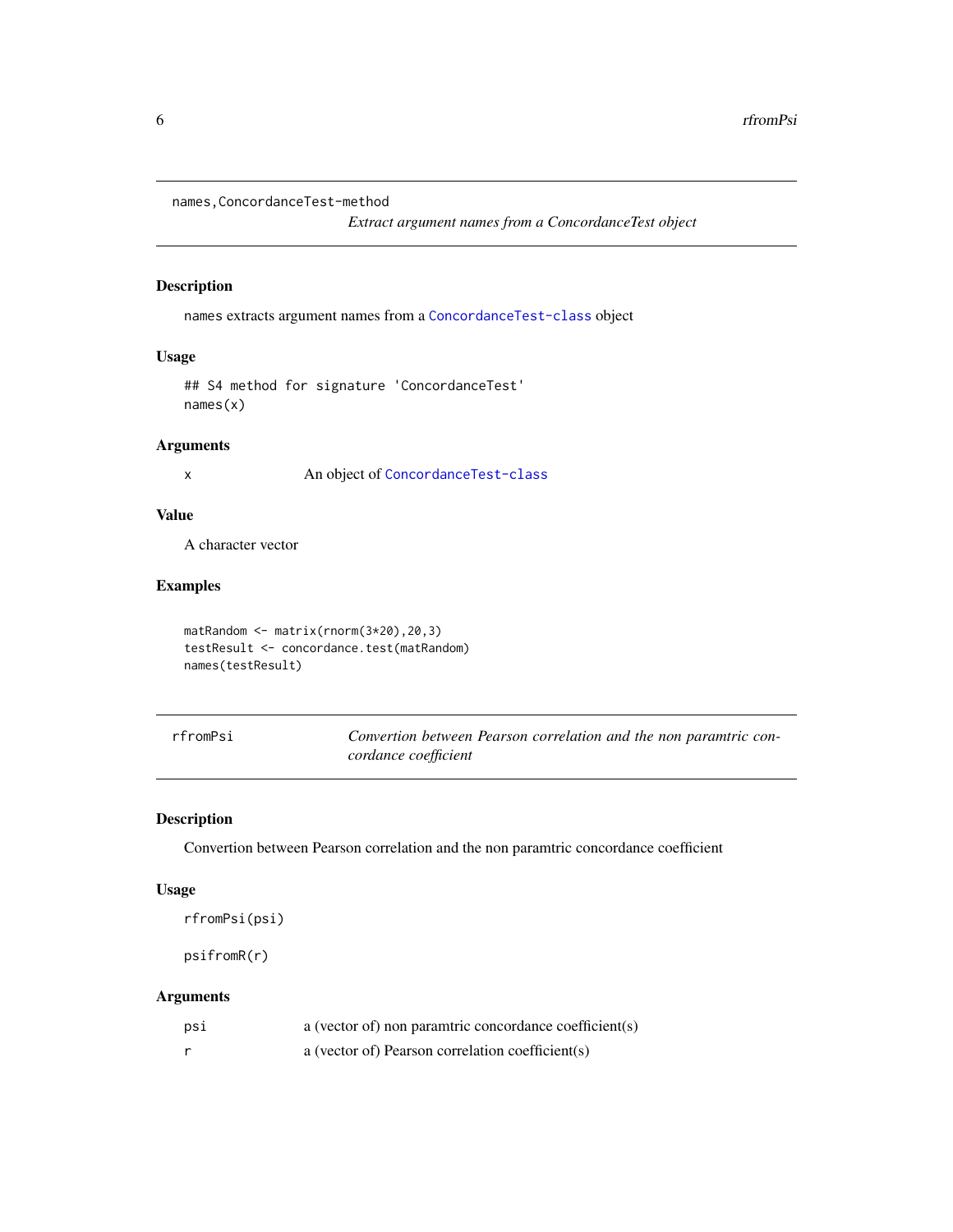## names,ConcordanceTest-method

*Extract argument names from a ConcordanceTest object*

### Description

names extracts argument names from a ConcordanceTest-class object

### Usage

```
## S4 method for signature 'ConcordanceTest'
names(x)
```

### Arguments

| | |
|---|---|
| x | An object of ConcordanceTest-class |

### Value

A character vector

### Examples

```
matRandom <- matrix(rnorm(3*20),20,3)
testResult <- concordance.test(matRandom)
names(testResult)
```

## rfromPsi

*Convertion between Pearson correlation and the non paramtric concordance coefficient*

### Description

Convertion between Pearson correlation and the non paramtric concordance coefficient

### Usage

```
rfromPsi(psi)

psifromR(r)
```

### Arguments

| | |
|---|---|
| psi | a (vector of) non paramtric concordance coefficient(s) |
| r | a (vector of) Pearson correlation coefficient(s) |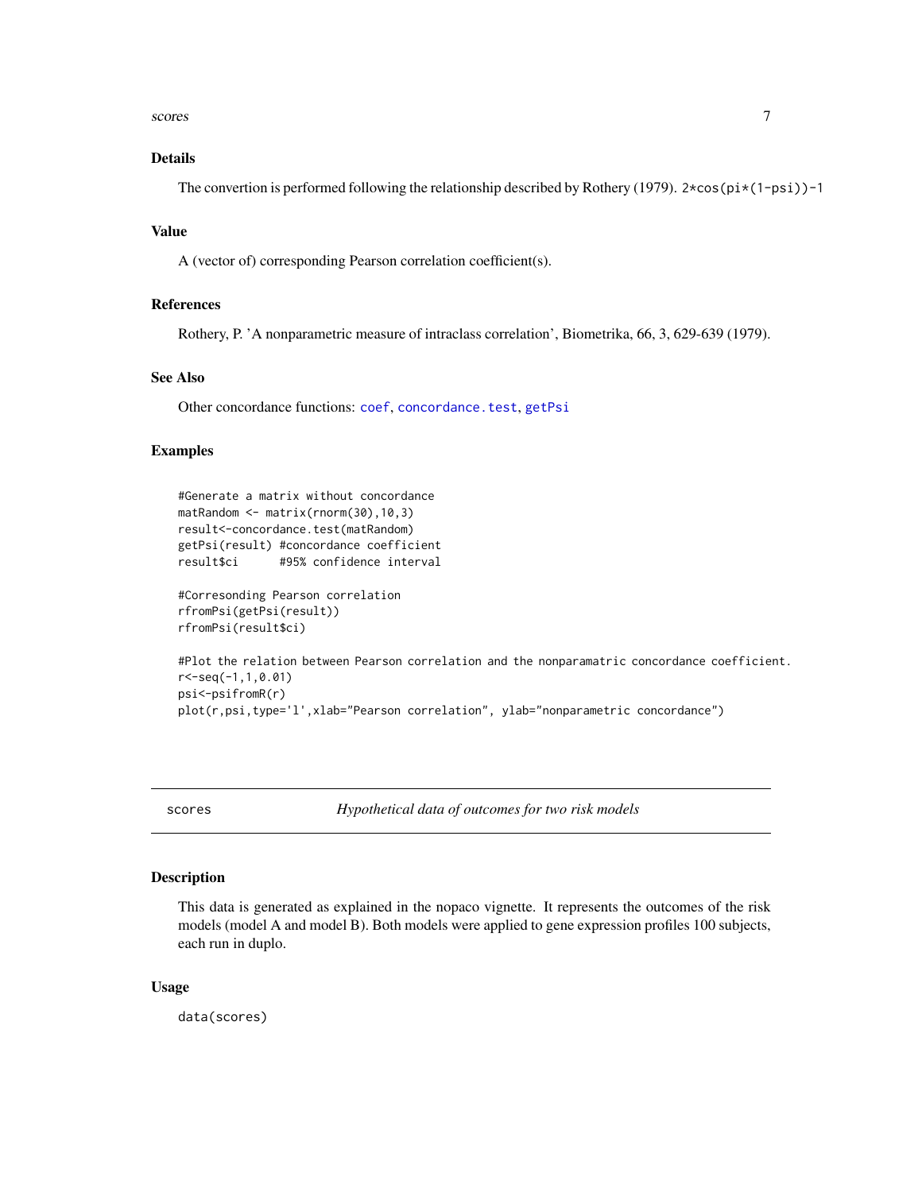### Details

The convertion is performed following the relationship described by Rothery (1979). `2*cos(pi*(1-psi))-1`

### Value

A (vector of) corresponding Pearson correlation coefficient(s).

### References

Rothery, P. 'A nonparametric measure of intraclass correlation', Biometrika, 66, 3, 629-639 (1979).

### See Also

Other concordance functions: `coef`, `concordance.test`, `getPsi`

### Examples

```
#Generate a matrix without concordance
matRandom <- matrix(rnorm(30),10,3)
result<-concordance.test(matRandom)
getPsi(result) #concordance coefficient
result$ci      #95% confidence interval

#Corresonding Pearson correlation
rfromPsi(getPsi(result))
rfromPsi(result$ci)

#Plot the relation between Pearson correlation and the nonparamatric concordance coefficient.
r<-seq(-1,1,0.01)
psi<-psifromR(r)
plot(r,psi,type='l',xlab="Pearson correlation", ylab="nonparametric concordance")
```

---

## scores — *Hypothetical data of outcomes for two risk models*

### Description

This data is generated as explained in the nopaco vignette. It represents the outcomes of the risk models (model A and model B). Both models were applied to gene expression profiles 100 subjects, each run in duplo.

### Usage

```
data(scores)
```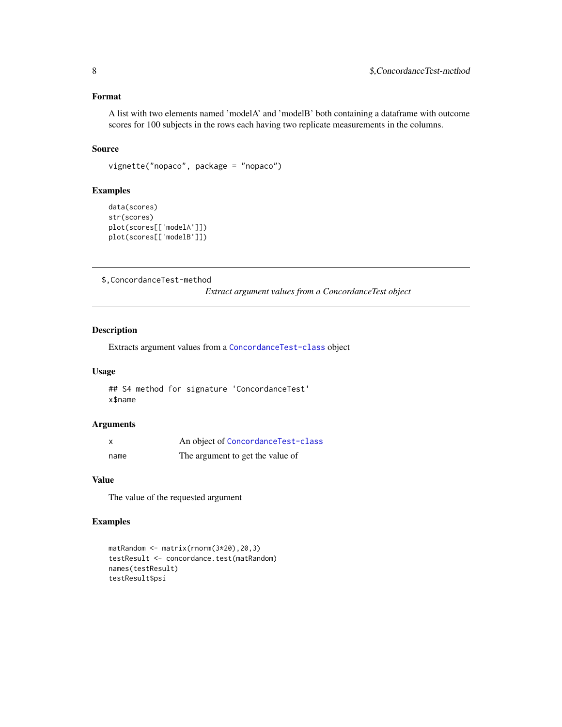### Format

A list with two elements named 'modelA' and 'modelB' both containing a dataframe with outcome scores for 100 subjects in the rows each having two replicate measurements in the columns.

### Source

```
vignette("nopaco", package = "nopaco")
```

### Examples

```
data(scores)
str(scores)
plot(scores[['modelA']])
plot(scores[['modelB']])
```

---

## $,ConcordanceTest-method

*Extract argument values from a ConcordanceTest object*

---

### Description

Extracts argument values from a `ConcordanceTest-class` object

### Usage

```
## S4 method for signature 'ConcordanceTest'
x$name
```

### Arguments

| | |
|---|---|
| `x` | An object of `ConcordanceTest-class` |
| `name` | The argument to get the value of |

### Value

The value of the requested argument

### Examples

```
matRandom <- matrix(rnorm(3*20),20,3)
testResult <- concordance.test(matRandom)
names(testResult)
testResult$psi
```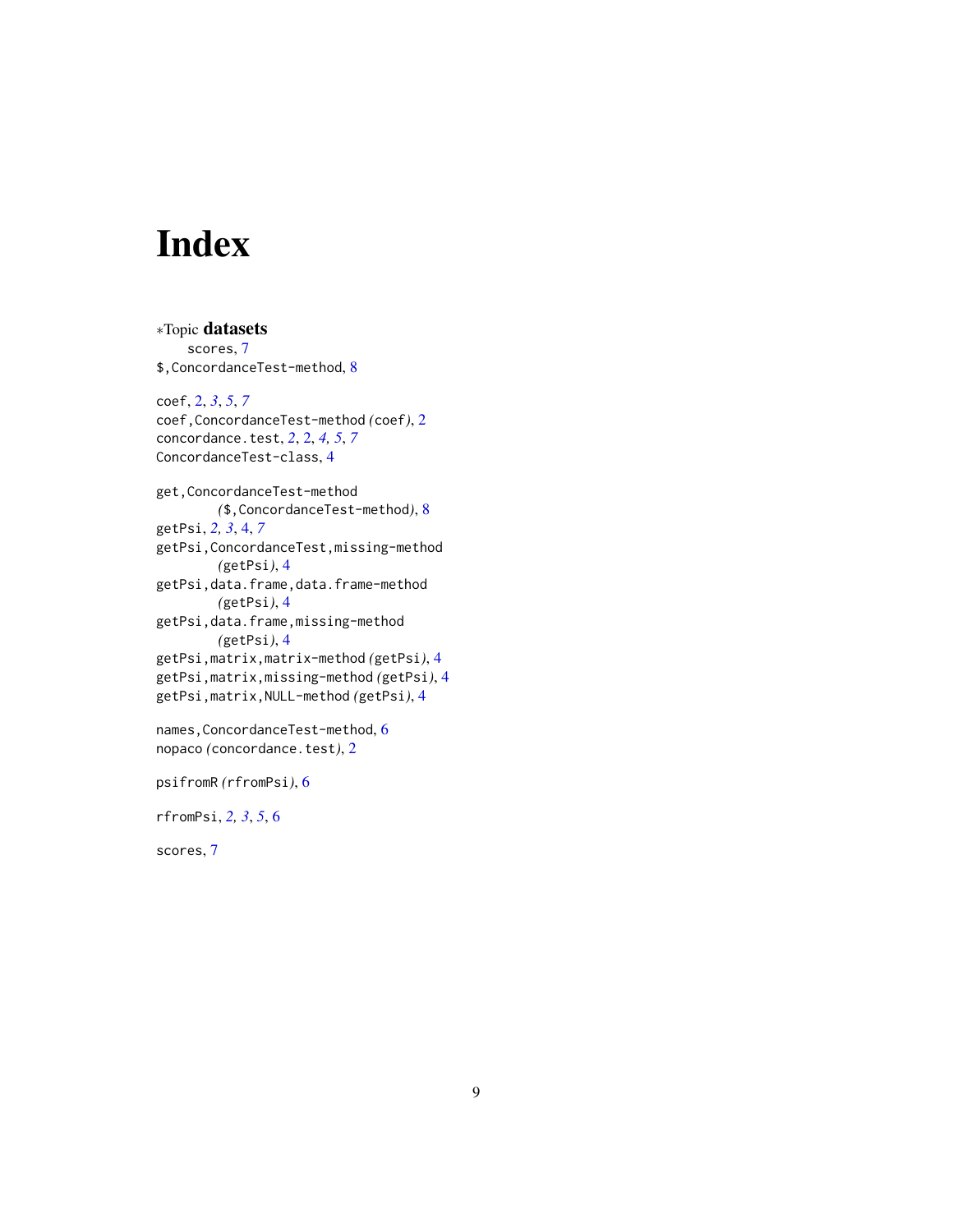# Index

∗Topic **datasets**
  scores, 7

$,ConcordanceTest-method, 8

coef, 2, *3*, *5*, *7*
coef,ConcordanceTest-method *(*coef*)*, 2
concordance.test, *2*, 2, *4, 5*, *7*
ConcordanceTest-class, 4

get,ConcordanceTest-method
  *(*$,ConcordanceTest-method*)*, 8
getPsi, *2, 3*, 4, *7*
getPsi,ConcordanceTest,missing-method
  *(*getPsi*)*, 4
getPsi,data.frame,data.frame-method
  *(*getPsi*)*, 4
getPsi,data.frame,missing-method
  *(*getPsi*)*, 4
getPsi,matrix,matrix-method *(*getPsi*)*, 4
getPsi,matrix,missing-method *(*getPsi*)*, 4
getPsi,matrix,NULL-method *(*getPsi*)*, 4

names,ConcordanceTest-method, 6
nopaco *(*concordance.test*)*, 2

psifromR *(*rfromPsi*)*, 6

rfromPsi, *2, 3*, *5*, 6

scores, 7